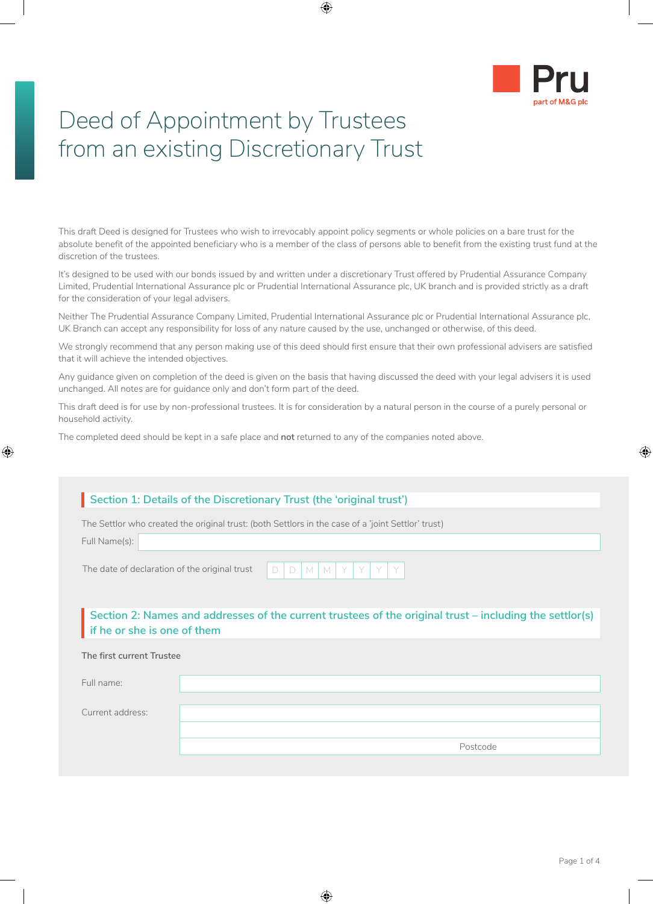Pru
part of M&G plc

# Deed of Appointment by Trustees from an existing Discretionary Trust

This draft Deed is designed for Trustees who wish to irrevocably appoint policy segments or whole policies on a bare trust for the absolute benefit of the appointed beneficiary who is a member of the class of persons able to benefit from the existing trust fund at the discretion of the trustees.

It's designed to be used with our bonds issued by and written under a discretionary Trust offered by Prudential Assurance Company Limited, Prudential International Assurance plc or Prudential International Assurance plc, UK branch and is provided strictly as a draft for the consideration of your legal advisers.

Neither The Prudential Assurance Company Limited, Prudential International Assurance plc or Prudential International Assurance plc, UK Branch can accept any responsibility for loss of any nature caused by the use, unchanged or otherwise, of this deed.

We strongly recommend that any person making use of this deed should first ensure that their own professional advisers are satisfied that it will achieve the intended objectives.

Any guidance given on completion of the deed is given on the basis that having discussed the deed with your legal advisers it is used unchanged. All notes are for guidance only and don't form part of the deed.

This draft deed is for use by non-professional trustees. It is for consideration by a natural person in the course of a purely personal or household activity.

The completed deed should be kept in a safe place and **not** returned to any of the companies noted above.

## Section 1: Details of the Discretionary Trust (the 'original trust')

The Settlor who created the original trust: (both Settlors in the case of a 'joint Settlor' trust)

Full Name(s):

The date of declaration of the original trust D D M M Y Y Y Y

## Section 2: Names and addresses of the current trustees of the original trust – including the settlor(s) if he or she is one of them

**The first current Trustee**

Full name:

Current address:

Postcode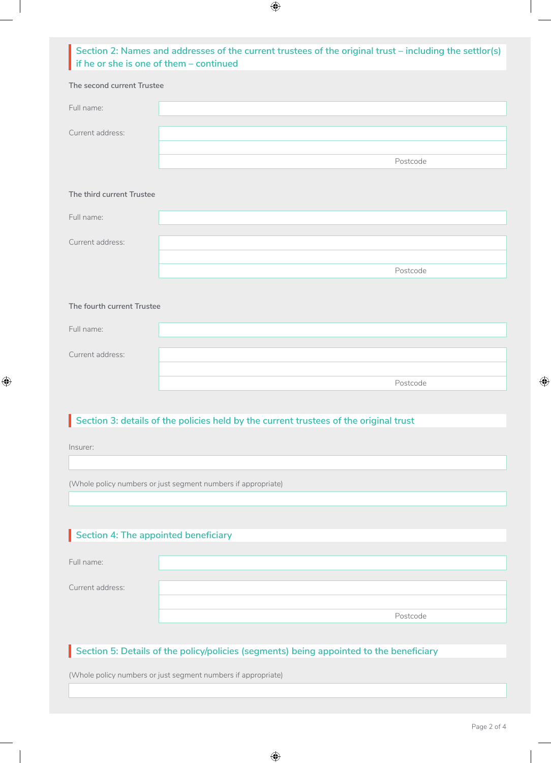## Section 2: Names and addresses of the current trustees of the original trust – including the settlor(s) if he or she is one of them – continued

The second current Trustee

Full name:

Current address:

Postcode

The third current Trustee

Full name:

Current address:

Postcode

The fourth current Trustee

Full name:

Current address:

Postcode

## Section 3: details of the policies held by the current trustees of the original trust

Insurer:

(Whole policy numbers or just segment numbers if appropriate)

## Section 4: The appointed beneficiary

Full name:

Current address:

Postcode

## Section 5: Details of the policy/policies (segments) being appointed to the beneficiary

(Whole policy numbers or just segment numbers if appropriate)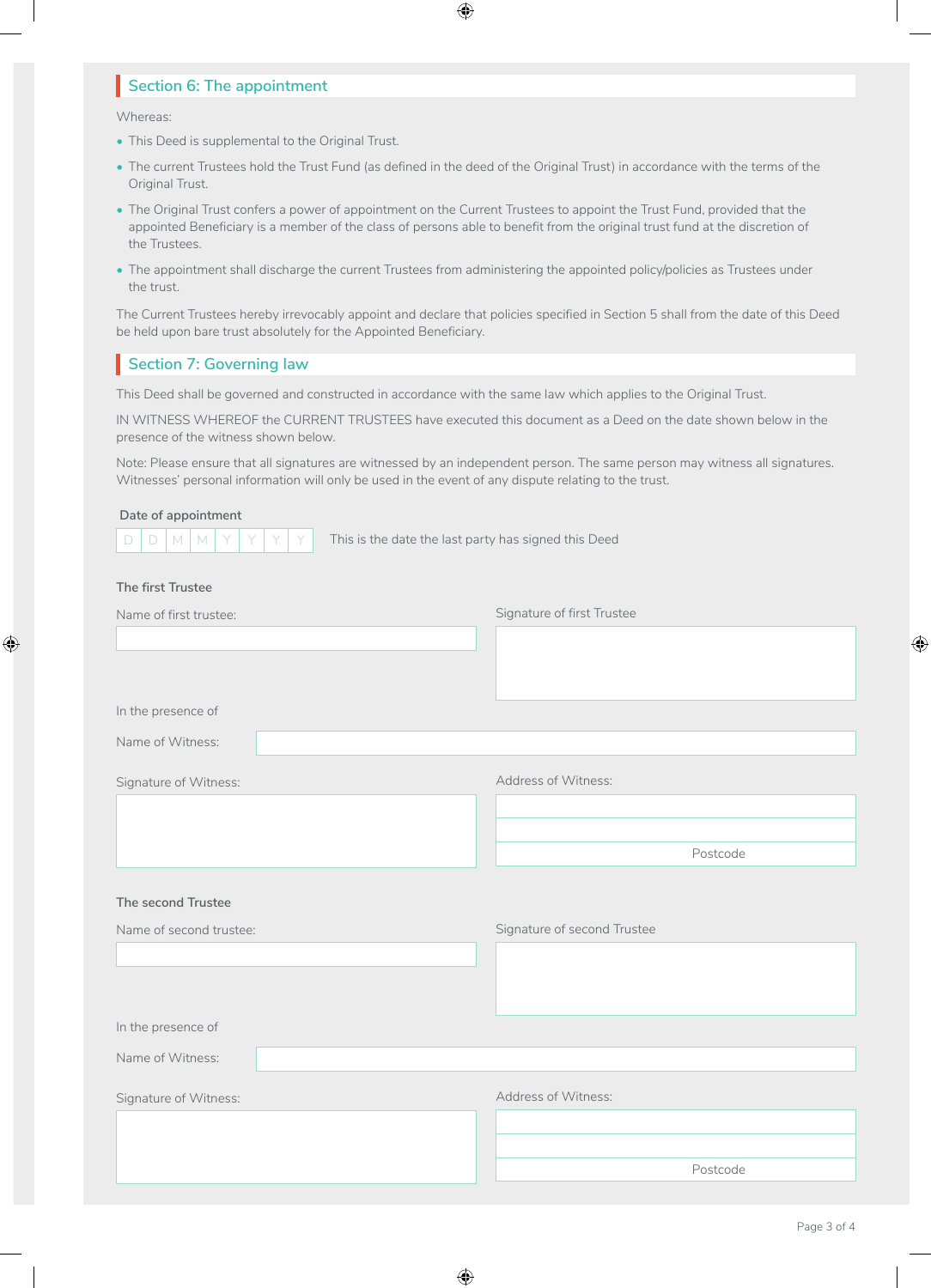## Section 6: The appointment

Whereas:

- This Deed is supplemental to the Original Trust.
- The current Trustees hold the Trust Fund (as defined in the deed of the Original Trust) in accordance with the terms of the Original Trust.
- The Original Trust confers a power of appointment on the Current Trustees to appoint the Trust Fund, provided that the appointed Beneficiary is a member of the class of persons able to benefit from the original trust fund at the discretion of the Trustees.
- The appointment shall discharge the current Trustees from administering the appointed policy/policies as Trustees under the trust.

The Current Trustees hereby irrevocably appoint and declare that policies specified in Section 5 shall from the date of this Deed be held upon bare trust absolutely for the Appointed Beneficiary.

## Section 7: Governing law

This Deed shall be governed and constructed in accordance with the same law which applies to the Original Trust.

IN WITNESS WHEREOF the CURRENT TRUSTEES have executed this document as a Deed on the date shown below in the presence of the witness shown below.

Note: Please ensure that all signatures are witnessed by an independent person. The same person may witness all signatures. Witnesses' personal information will only be used in the event of any dispute relating to the trust.

**Date of appointment**

D D M M Y Y Y Y  This is the date the last party has signed this Deed

**The first Trustee**

Name of first trustee:

Signature of first Trustee

In the presence of

Name of Witness:

Signature of Witness:

Address of Witness:

Postcode

**The second Trustee**

Name of second trustee:

Signature of second Trustee

In the presence of

Name of Witness:

Signature of Witness:

Address of Witness:

Postcode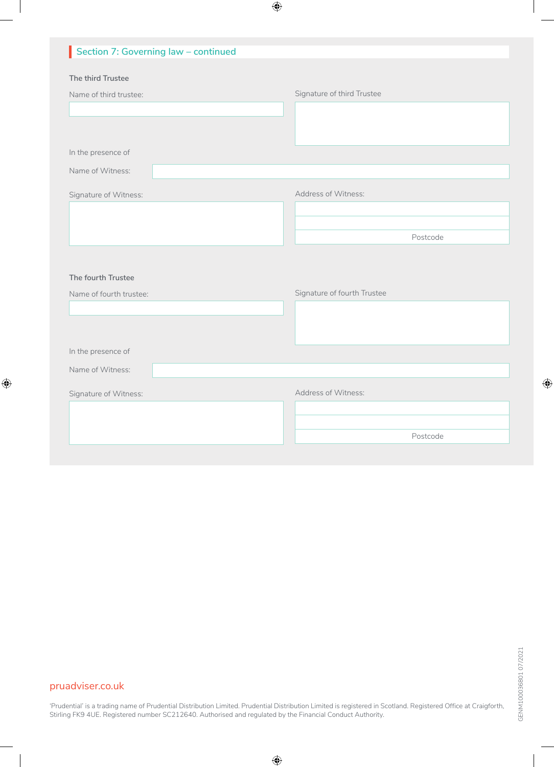## Section 7: Governing law – continued

**The third Trustee**

Name of third trustee:

Signature of third Trustee

In the presence of

Name of Witness:

Signature of Witness:

Address of Witness:

Postcode

**The fourth Trustee**

Name of fourth trustee:

Signature of fourth Trustee

In the presence of

Name of Witness:

Signature of Witness:

Address of Witness:

Postcode

pruadviser.co.uk

'Prudential' is a trading name of Prudential Distribution Limited. Prudential Distribution Limited is registered in Scotland. Registered Office at Craigforth, Stirling FK9 4UE. Registered number SC212640. Authorised and regulated by the Financial Conduct Authority.

GENM10003680​1 07/2021